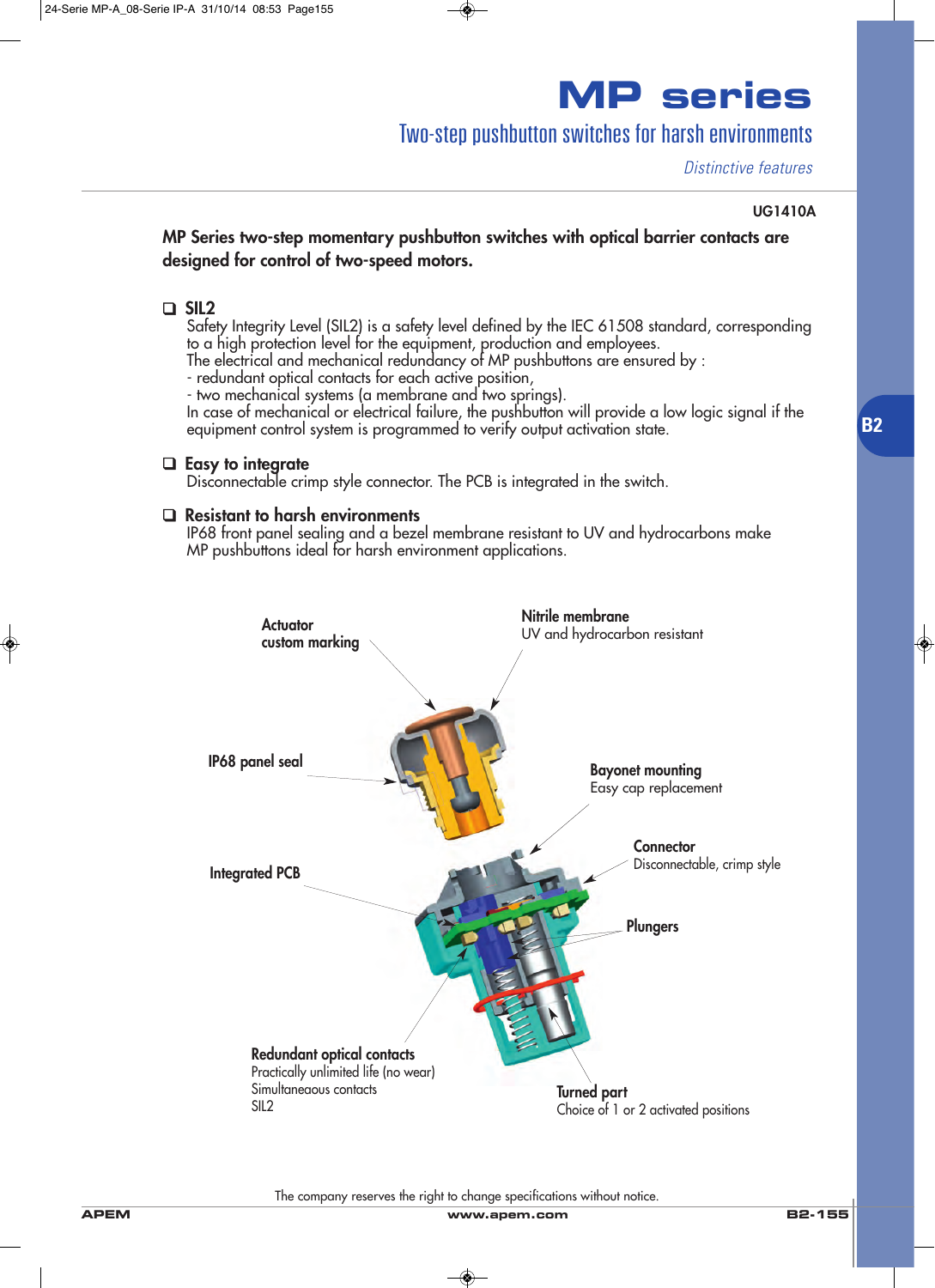# MP series

## Two-step pushbutton switches for harsh environments

*Distinctive features*

**UG1410A**

**MP Series two-step momentary pushbutton switches with optical barrier contacts are designed for control of two-speed motors.**

### ❑ SIL2

Safety Integrity Level (SIL2) is a safety level defined by the IEC 61508 standard, corresponding to a high protection level for the equipment, production and employees.
The electrical and mechanical redundancy of MP pushbuttons are ensured by :
- redundant optical contacts for each active position,
- two mechanical systems (a membrane and two springs).

In case of mechanical or electrical failure, the pushbutton will provide a low logic signal if the equipment control system is programmed to verify output activation state.

### ❑ Easy to integrate

Disconnectable crimp style connector. The PCB is integrated in the switch.

### ❑ Resistant to harsh environments

IP68 front panel sealing and a bezel membrane resistant to UV and hydrocarbons make MP pushbuttons ideal for harsh environment applications.

**Actuator custom marking**

**Nitrile membrane**
UV and hydrocarbon resistant

**IP68 panel seal**

**Bayonet mounting**
Easy cap replacement

**Connector**
Disconnectable, crimp style

**Integrated PCB**

**Plungers**

**Redundant optical contacts**
Practically unlimited life (no wear)
Simultaneaous contacts
SIL2

**Turned part**
Choice of 1 or 2 activated positions

The company reserves the right to change specifications without notice.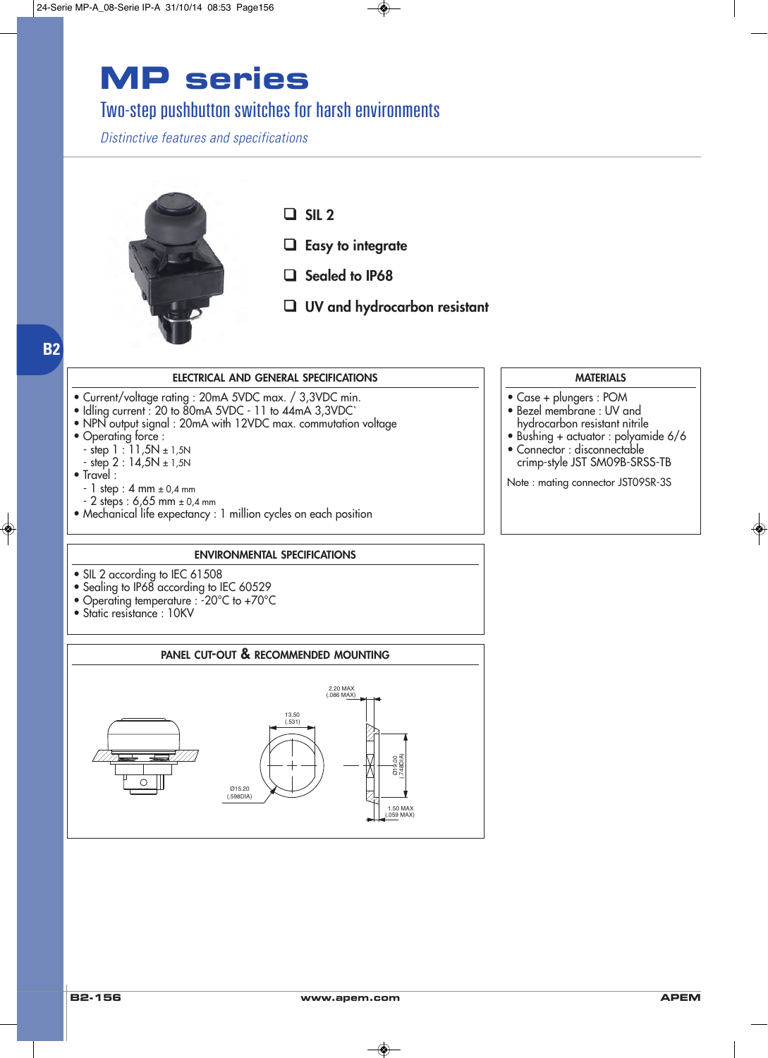# MP series

## Two-step pushbutton switches for harsh environments

*Distinctive features and specifications*

- SIL 2
- Easy to integrate
- Sealed to IP68
- UV and hydrocarbon resistant

### ELECTRICAL AND GENERAL SPECIFICATIONS

- Current/voltage rating : 20mA 5VDC max. / 3,3VDC min.
- Idling current : 20 to 80mA 5VDC - 11 to 44mA 3,3VDC`
- NPN output signal : 20mA with 12VDC max. commutation voltage
- Operating force :
  - step 1 : 11,5N ± 1,5N
  - step 2 : 14,5N ± 1,5N
- Travel :
  - 1 step : 4 mm ± 0,4 mm
  - 2 steps : 6,65 mm ± 0,4 mm
- Mechanical life expectancy : 1 million cycles on each position

### MATERIALS

- Case + plungers : POM
- Bezel membrane : UV and hydrocarbon resistant nitrile
- Bushing + actuator : polyamide 6/6
- Connector : disconnectable crimp-style JST SM09B-SRSS-TB

Note : mating connector JST09SR-3S

### ENVIRONMENTAL SPECIFICATIONS

- SIL 2 according to IEC 61508
- Sealing to IP68 according to IEC 60529
- Operating temperature : -20°C to +70°C
- Static resistance : 10KV

### PANEL CUT-OUT & RECOMMENDED MOUNTING

2.20 MAX (.086 MAX)

13.50 (.531)

Ø15.20 (.598DIA)

Ø19.00 (.748DIA)

1.50 MAX (.059 MAX)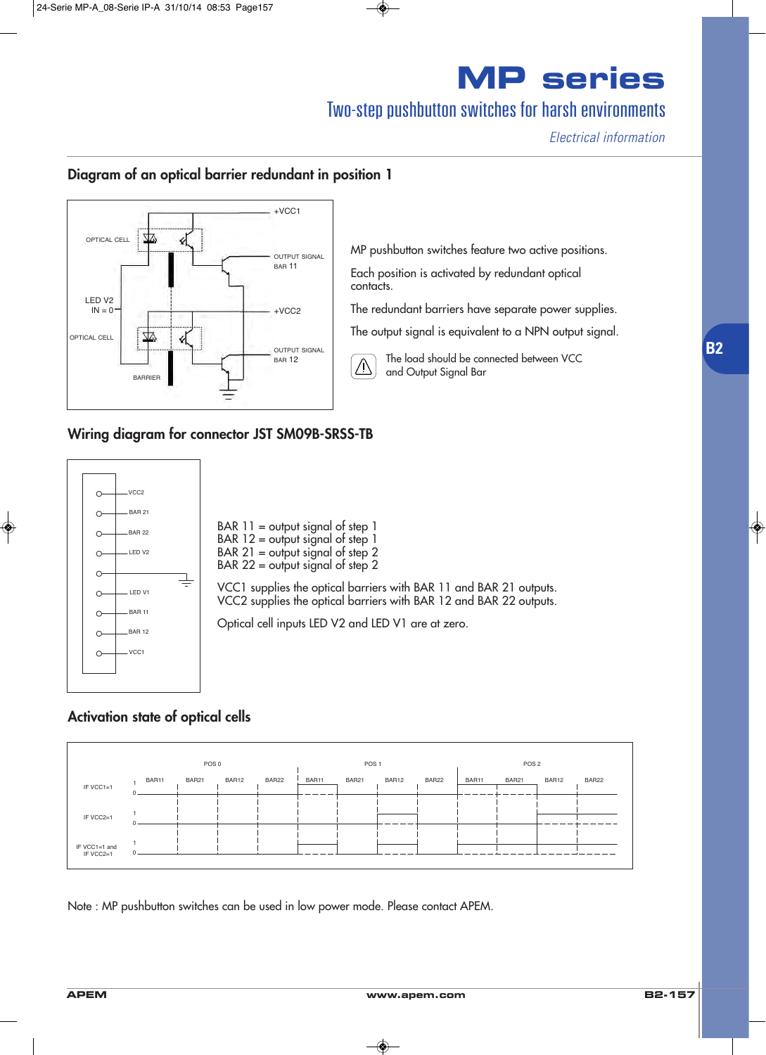# MP series

## Two-step pushbutton switches for harsh environments

*Electrical information*

### Diagram of an optical barrier redundant in position 1

OPTICAL CELL

+VCC1

OUTPUT SIGNAL BAR 11

LED V2 IN = 0

+VCC2

OPTICAL CELL

OUTPUT SIGNAL BAR 12

BARRIER

MP pushbutton switches feature two active positions.

Each position is activated by redundant optical contacts.

The redundant barriers have separate power supplies.

The output signal is equivalent to a NPN output signal.

The load should be connected between VCC and Output Signal Bar

### Wiring diagram for connector JST SM09B-SRSS-TB

VCC2
BAR 21
BAR 22
LED V2

LED V1
BAR 11
BAR 12
VCC1

BAR 11 = output signal of step 1
BAR 12 = output signal of step 1
BAR 21 = output signal of step 2
BAR 22 = output signal of step 2

VCC1 supplies the optical barriers with BAR 11 and BAR 21 outputs.
VCC2 supplies the optical barriers with BAR 12 and BAR 22 outputs.

Optical cell inputs LED V2 and LED V1 are at zero.

### Activation state of optical cells

| | POS 0 | | | | POS 1 | | | | POS 2 | | | |
|---|---|---|---|---|---|---|---|---|---|---|---|---|
| | BAR11 | BAR21 | BAR12 | BAR22 | BAR11 | BAR21 | BAR12 | BAR22 | BAR11 | BAR21 | BAR12 | BAR22 |
| IF VCC1=1 | 0 | 0 | 0 | 0 | 1 | 0 | 0 | 0 | 1 | 1 | 0 | 0 |
| IF VCC2=1 | 0 | 0 | 0 | 0 | 0 | 0 | 1 | 0 | 0 | 0 | 1 | 1 |
| IF VCC1=1 and IF VCC2=1 | 0 | 0 | 0 | 0 | 1 | 0 | 1 | 0 | 1 | 1 | 1 | 1 |

Note : MP pushbutton switches can be used in low power mode. Please contact APEM.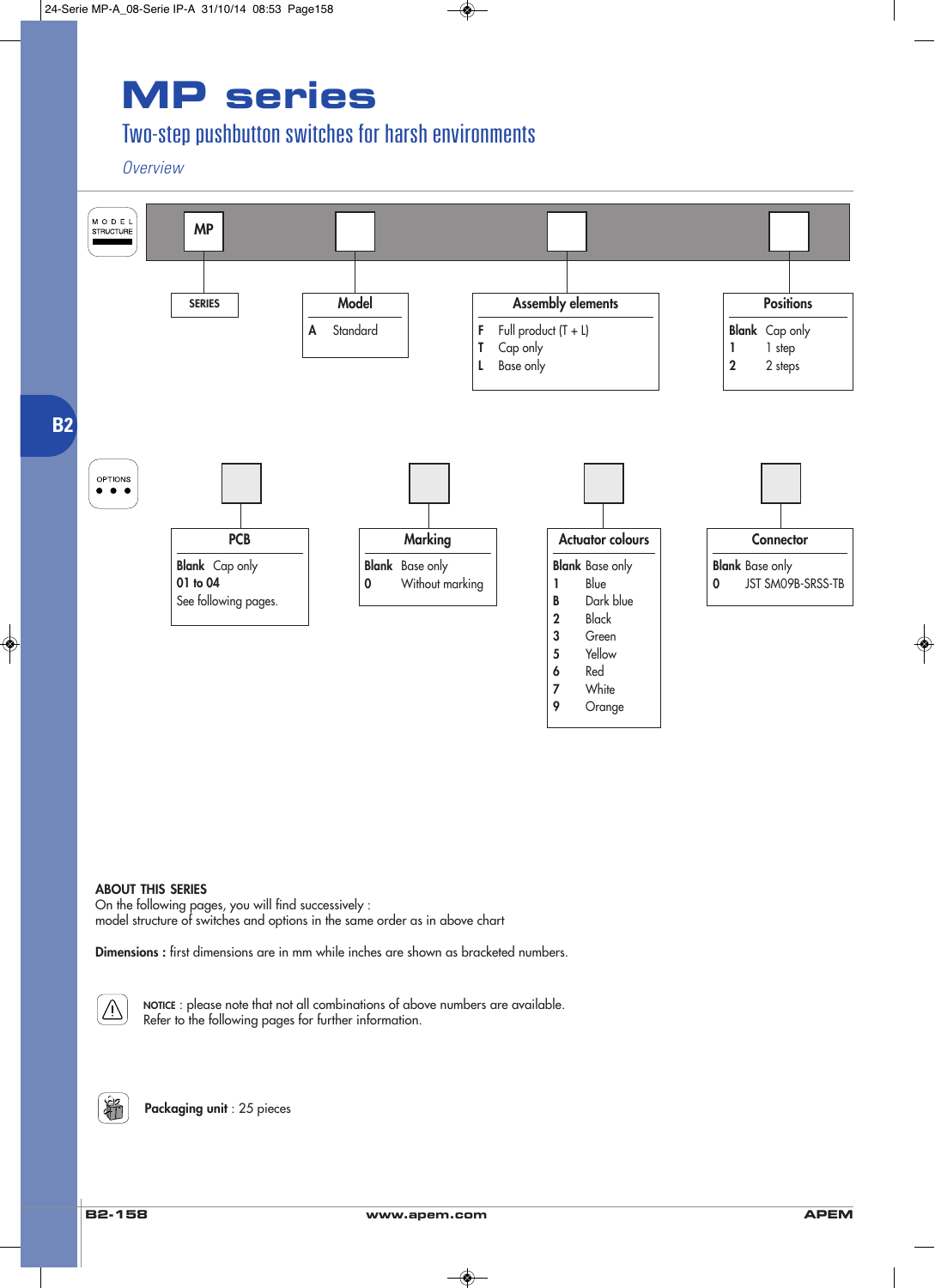# MP series

## Two-step pushbutton switches for harsh environments

*Overview*

### MODEL STRUCTURE

MP | ☐ | ☐ | ☐

**SERIES**

**Model**

| Code | Description |
|---|---|
| A | Standard |

**Assembly elements**

| Code | Description |
|---|---|
| F | Full product (T + L) |
| T | Cap only |
| L | Base only |

**Positions**

| Code | Description |
|---|---|
| Blank | Cap only |
| 1 | 1 step |
| 2 | 2 steps |

### OPTIONS

**PCB**

| Code | Description |
|---|---|
| Blank | Cap only |
| 01 to 04 | See following pages. |

**Marking**

| Code | Description |
|---|---|
| Blank | Base only |
| 0 | Without marking |

**Actuator colours**

| Code | Description |
|---|---|
| Blank | Base only |
| 1 | Blue |
| B | Dark blue |
| 2 | Black |
| 3 | Green |
| 5 | Yellow |
| 6 | Red |
| 7 | White |
| 9 | Orange |

**Connector**

| Code | Description |
|---|---|
| Blank | Base only |
| 0 | JST SM09B-SRSS-TB |

**ABOUT THIS SERIES**
On the following pages, you will find successively :
model structure of switches and options in the same order as in above chart

**Dimensions :** first dimensions are in mm while inches are shown as bracketed numbers.

**NOTICE** : please note that not all combinations of above numbers are available.
Refer to the following pages for further information.

**Packaging unit** : 25 pieces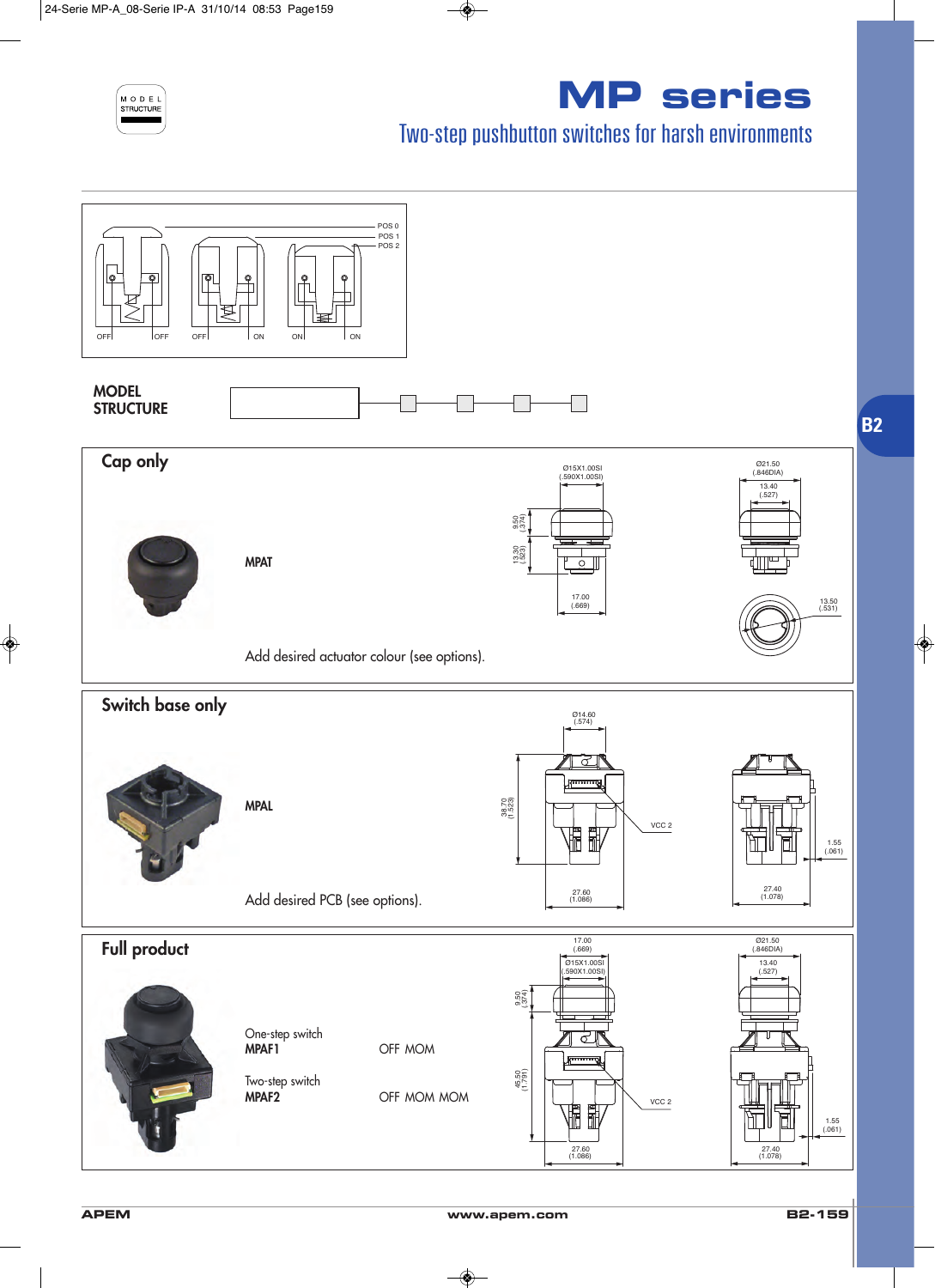# MP series

## Two-step pushbutton switches for harsh environments

POS 0
POS 1
POS 2

OFF OFF OFF ON ON ON

## MODEL STRUCTURE

B2

## Cap only

**MPAT**

Add desired actuator colour (see options).

Ø15X1.00SI (.590X1.00SI)
9.50 (.374)
13.30 (.523)
17.00 (.669)
Ø21.50 (.846DIA)
13.40 (.527)
13.50 (.531)

## Switch base only

**MPAL**

Add desired PCB (see options).

Ø14.60 (.574)
38.70 (1.523)
VCC 2
27.60 (1.086)
27.40 (1.078)
1.55 (.061)

## Full product

One-step switch
**MPAF1** OFF MOM

Two-step switch
**MPAF2** OFF MOM MOM

17.00 (.669)
Ø15X1.00SI (.590X1.00SI)
9.50 (.374)
45.50 (1.791)
VCC 2
27.60 (1.086)
Ø21.50 (.846DIA)
13.40 (.527)
1.55 (.061)
27.40 (1.078)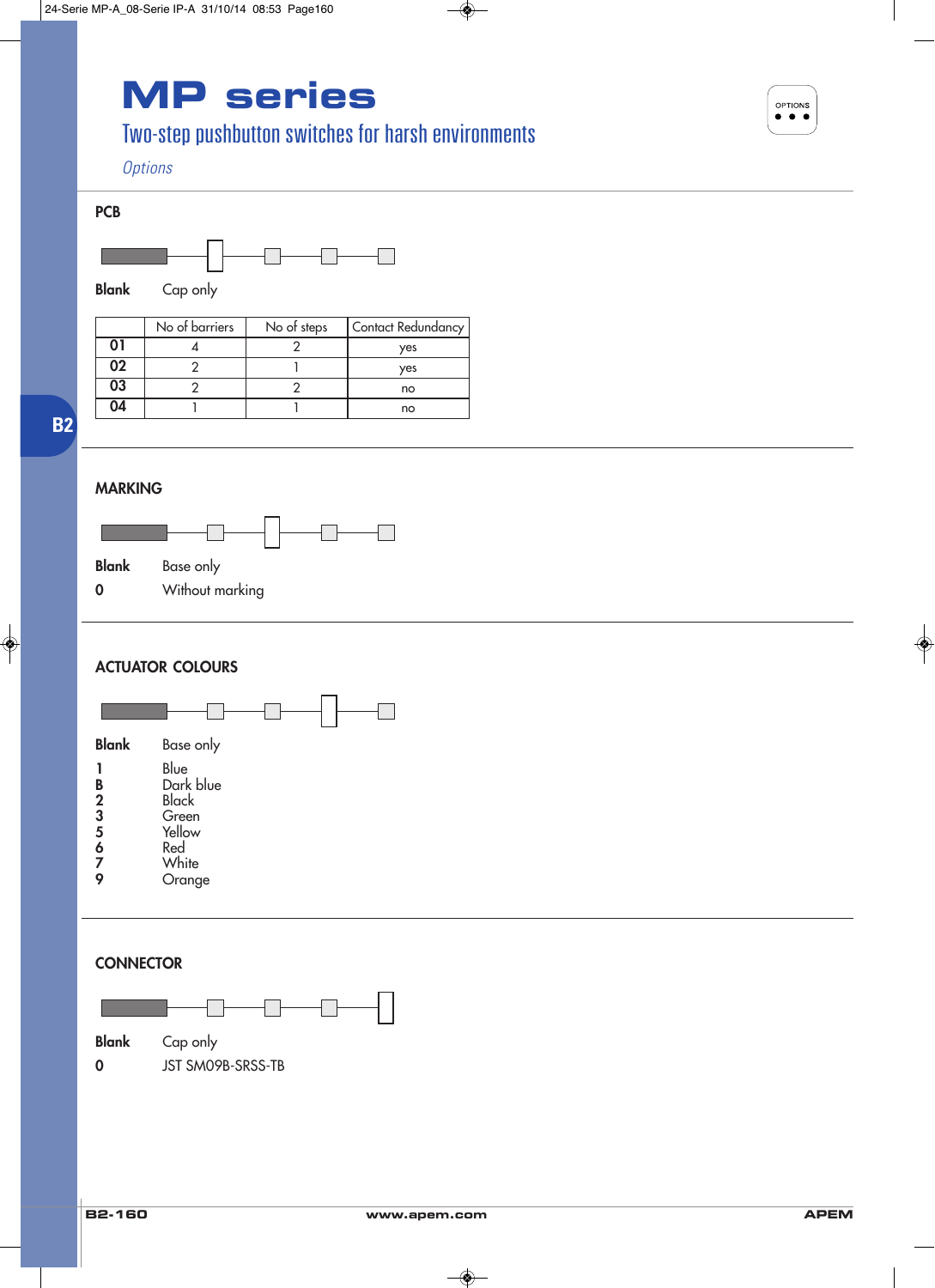# MP series

## Two-step pushbutton switches for harsh environments

*Options*

### PCB

**Blank** Cap only

| | No of barriers | No of steps | Contact Redundancy |
|---|---|---|---|
| **01** | 4 | 2 | yes |
| **02** | 2 | 1 | yes |
| **03** | 2 | 2 | no |
| **04** | 1 | 1 | no |

### MARKING

**Blank** Base only
**0** Without marking

### ACTUATOR COLOURS

**Blank** Base only
**1** Blue
**B** Dark blue
**2** Black
**3** Green
**5** Yellow
**6** Red
**7** White
**9** Orange

### CONNECTOR

**Blank** Cap only
**0** JST SM09B-SRSS-TB